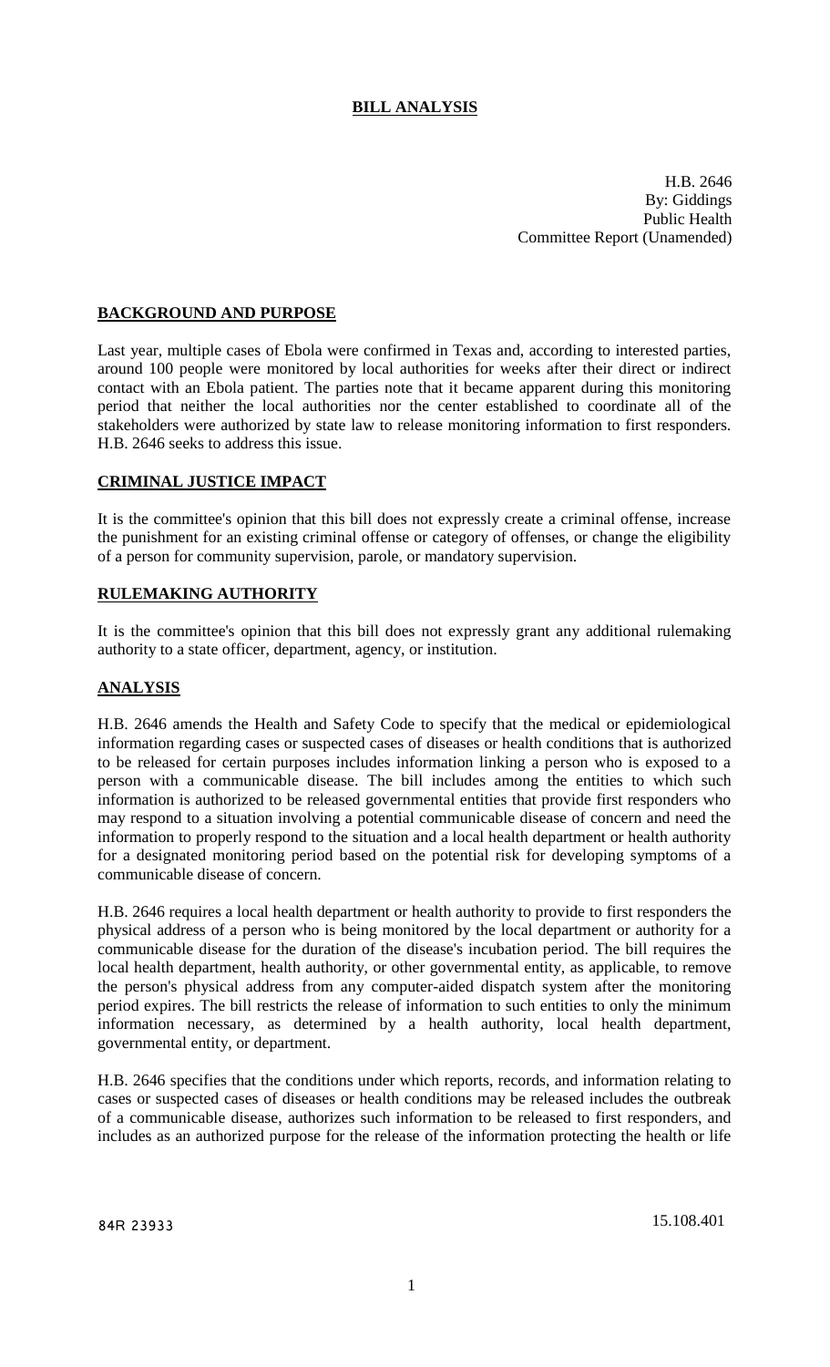# BILL ANALYSIS

H.B. 2646
By: Giddings
Public Health
Committee Report (Unamended)

## BACKGROUND AND PURPOSE

Last year, multiple cases of Ebola were confirmed in Texas and, according to interested parties, around 100 people were monitored by local authorities for weeks after their direct or indirect contact with an Ebola patient. The parties note that it became apparent during this monitoring period that neither the local authorities nor the center established to coordinate all of the stakeholders were authorized by state law to release monitoring information to first responders. H.B. 2646 seeks to address this issue.

## CRIMINAL JUSTICE IMPACT

It is the committee's opinion that this bill does not expressly create a criminal offense, increase the punishment for an existing criminal offense or category of offenses, or change the eligibility of a person for community supervision, parole, or mandatory supervision.

## RULEMAKING AUTHORITY

It is the committee's opinion that this bill does not expressly grant any additional rulemaking authority to a state officer, department, agency, or institution.

## ANALYSIS

H.B. 2646 amends the Health and Safety Code to specify that the medical or epidemiological information regarding cases or suspected cases of diseases or health conditions that is authorized to be released for certain purposes includes information linking a person who is exposed to a person with a communicable disease. The bill includes among the entities to which such information is authorized to be released governmental entities that provide first responders who may respond to a situation involving a potential communicable disease of concern and need the information to properly respond to the situation and a local health department or health authority for a designated monitoring period based on the potential risk for developing symptoms of a communicable disease of concern.

H.B. 2646 requires a local health department or health authority to provide to first responders the physical address of a person who is being monitored by the local department or authority for a communicable disease for the duration of the disease's incubation period. The bill requires the local health department, health authority, or other governmental entity, as applicable, to remove the person's physical address from any computer-aided dispatch system after the monitoring period expires. The bill restricts the release of information to such entities to only the minimum information necessary, as determined by a health authority, local health department, governmental entity, or department.

H.B. 2646 specifies that the conditions under which reports, records, and information relating to cases or suspected cases of diseases or health conditions may be released includes the outbreak of a communicable disease, authorizes such information to be released to first responders, and includes as an authorized purpose for the release of the information protecting the health or life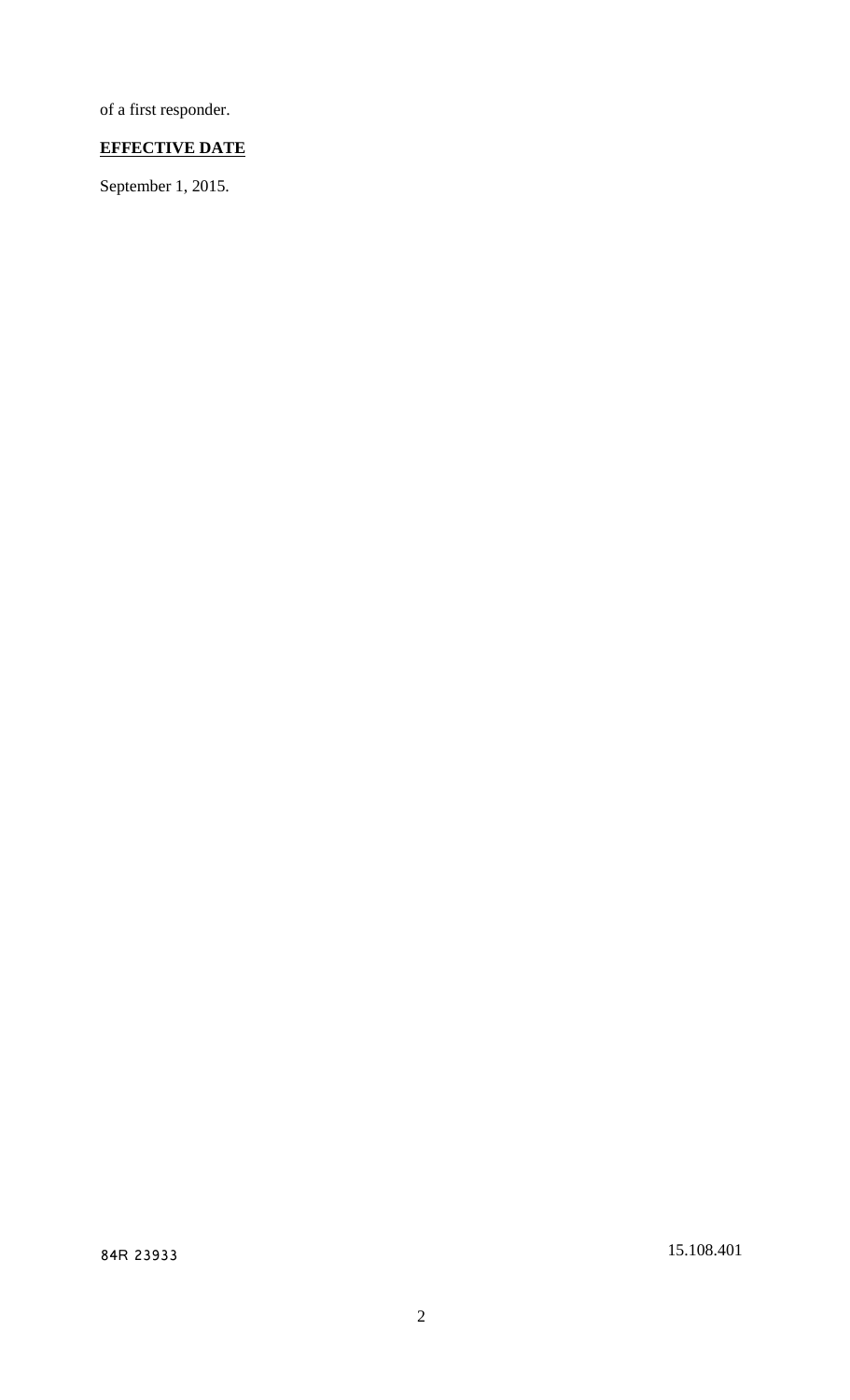of a first responder.

**EFFECTIVE DATE**

September 1, 2015.

84R 23933 15.108.401